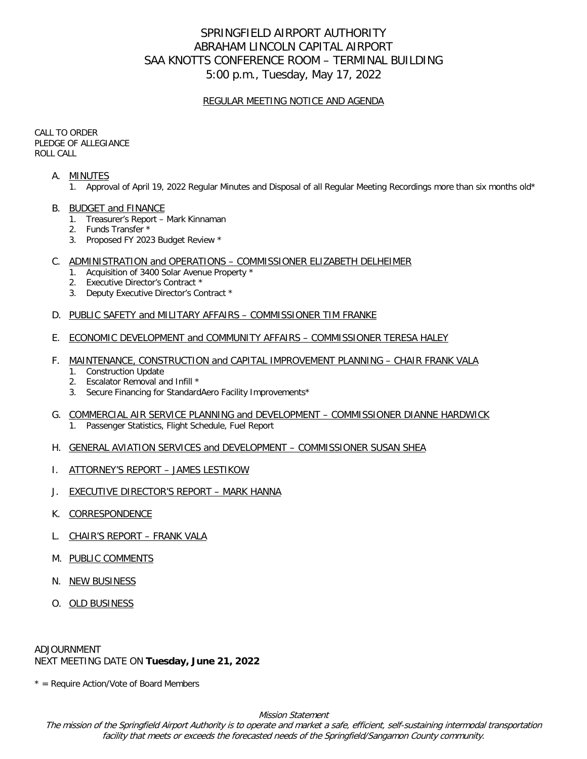# SPRINGFIELD AIRPORT AUTHORITY
# ABRAHAM LINCOLN CAPITAL AIRPORT
# SAA KNOTTS CONFERENCE ROOM – TERMINAL BUILDING
# 5:00 p.m., Tuesday, May 17, 2022

## REGULAR MEETING NOTICE AND AGENDA

CALL TO ORDER
PLEDGE OF ALLEGIANCE
ROLL CALL

A. MINUTES
   1. Approval of April 19, 2022 Regular Minutes and Disposal of all Regular Meeting Recordings more than six months old*

B. BUDGET and FINANCE
   1. Treasurer's Report – Mark Kinnaman
   2. Funds Transfer *
   3. Proposed FY 2023 Budget Review *

C. ADMINISTRATION and OPERATIONS – COMMISSIONER ELIZABETH DELHEIMER
   1. Acquisition of 3400 Solar Avenue Property *
   2. Executive Director's Contract *
   3. Deputy Executive Director's Contract *

D. PUBLIC SAFETY and MILITARY AFFAIRS – COMMISSIONER TIM FRANKE

E. ECONOMIC DEVELOPMENT and COMMUNITY AFFAIRS – COMMISSIONER TERESA HALEY

F. MAINTENANCE, CONSTRUCTION and CAPITAL IMPROVEMENT PLANNING – CHAIR FRANK VALA
   1. Construction Update
   2. Escalator Removal and Infill *
   3. Secure Financing for StandardAero Facility Improvements*

G. COMMERCIAL AIR SERVICE PLANNING and DEVELOPMENT – COMMISSIONER DIANNE HARDWICK
   1. Passenger Statistics, Flight Schedule, Fuel Report

H. GENERAL AVIATION SERVICES and DEVELOPMENT – COMMISSIONER SUSAN SHEA

I. ATTORNEY'S REPORT – JAMES LESTIKOW

J. EXECUTIVE DIRECTOR'S REPORT – MARK HANNA

K. CORRESPONDENCE

L. CHAIR'S REPORT – FRANK VALA

M. PUBLIC COMMENTS

N. NEW BUSINESS

O. OLD BUSINESS

ADJOURNMENT
NEXT MEETING DATE ON **Tuesday, June 21, 2022**

* = Require Action/Vote of Board Members

*Mission Statement*
*The mission of the Springfield Airport Authority is to operate and market a safe, efficient, self-sustaining intermodal transportation facility that meets or exceeds the forecasted needs of the Springfield/Sangamon County community.*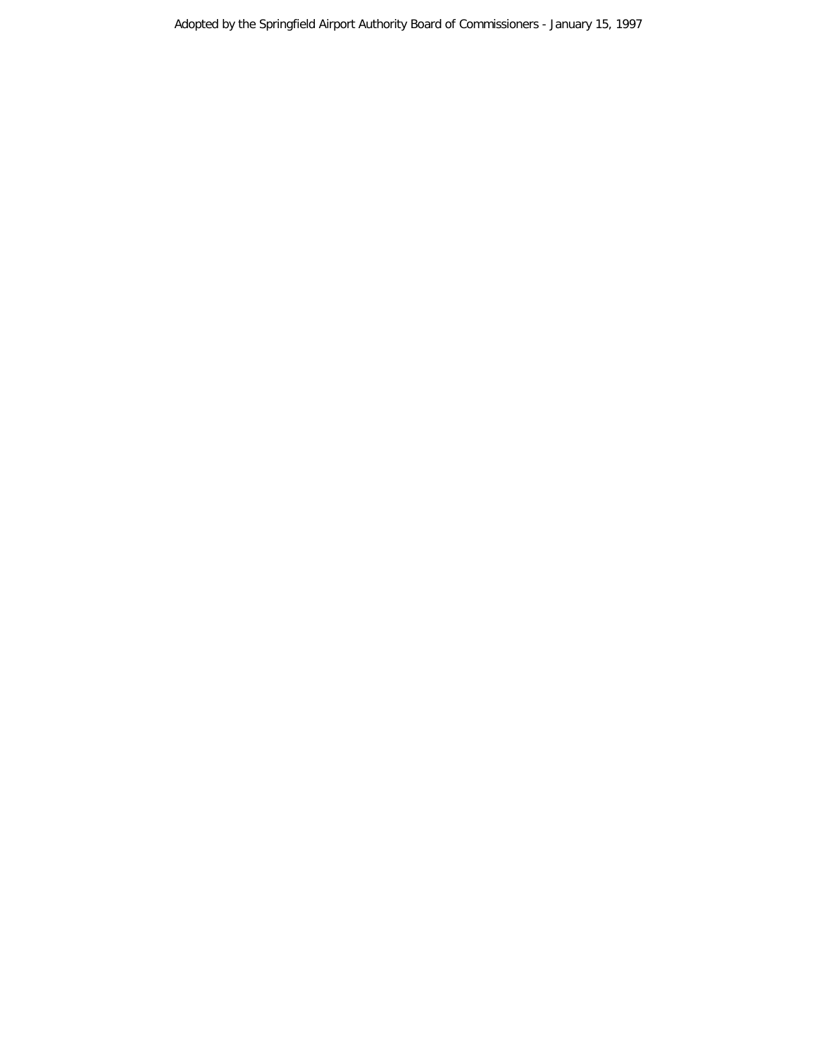Adopted by the Springfield Airport Authority Board of Commissioners - January 15, 1997